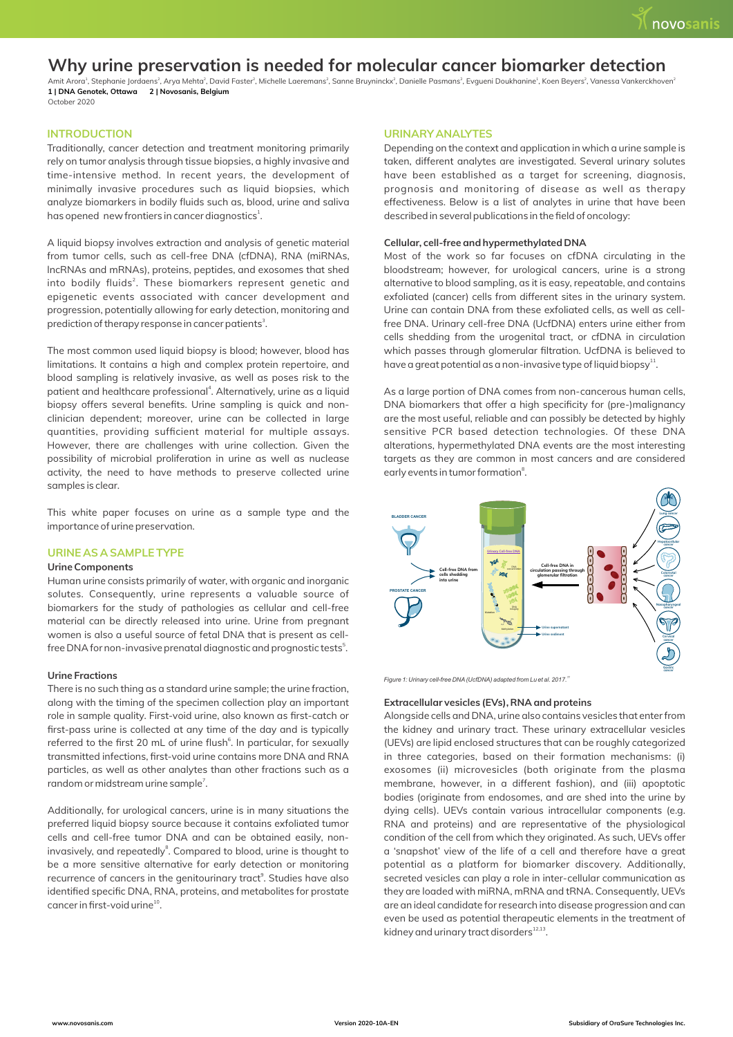# Why urine preservation is needed for molecular cancer biomarker detection

Amit Arora[1], Stephanie Jordaens[2], Arya Mehta[2], David Faster[2], Michelle Laeremans[2], Sanne Bruyninckx[2], Danielle Pasmans[2], Evgueni Doukhanine[1], Koen Beyers[2], Vanessa Vankerckhoven[2]

**1 | DNA Genotek, Ottawa 2 | Novosanis, Belgium**

October 2020

## INTRODUCTION

Traditionally, cancer detection and treatment monitoring primarily rely on tumor analysis through tissue biopsies, a highly invasive and time-intensive method. In recent years, the development of minimally invasive procedures such as liquid biopsies, which analyze biomarkers in bodily fluids such as, blood, urine and saliva has opened new frontiers in cancer diagnostics[1].

A liquid biopsy involves extraction and analysis of genetic material from tumor cells, such as cell-free DNA (cfDNA), RNA (miRNAs, lncRNAs and mRNAs), proteins, peptides, and exosomes that shed into bodily fluids[2]. These biomarkers represent genetic and epigenetic events associated with cancer development and progression, potentially allowing for early detection, monitoring and prediction of therapy response in cancer patients[3].

The most common used liquid biopsy is blood; however, blood has limitations. It contains a high and complex protein repertoire, and blood sampling is relatively invasive, as well as poses risk to the patient and healthcare professional[4]. Alternatively, urine as a liquid biopsy offers several benefits. Urine sampling is quick and non-clinician dependent; moreover, urine can be collected in large quantities, providing sufficient material for multiple assays. However, there are challenges with urine collection. Given the possibility of microbial proliferation in urine as well as nuclease activity, the need to have methods to preserve collected urine samples is clear.

This white paper focuses on urine as a sample type and the importance of urine preservation.

## URINE AS A SAMPLE TYPE

### Urine Components

Human urine consists primarily of water, with organic and inorganic solutes. Consequently, urine represents a valuable source of biomarkers for the study of pathologies as cellular and cell-free material can be directly released into urine. Urine from pregnant women is also a useful source of fetal DNA that is present as cell-free DNA for non-invasive prenatal diagnostic and prognostic tests[5].

### Urine Fractions

There is no such thing as a standard urine sample; the urine fraction, along with the timing of the specimen collection play an important role in sample quality. First-void urine, also known as first-catch or first-pass urine is collected at any time of the day and is typically referred to the first 20 mL of urine flush[6]. In particular, for sexually transmitted infections, first-void urine contains more DNA and RNA particles, as well as other analytes than other fractions such as a random or midstream urine sample[7].

Additionally, for urological cancers, urine is in many situations the preferred liquid biopsy source because it contains exfoliated tumor cells and cell-free tumor DNA and can be obtained easily, non-invasively, and repeatedly[8]. Compared to blood, urine is thought to be a more sensitive alternative for early detection or monitoring recurrence of cancers in the genitourinary tract[9]. Studies have also identified specific DNA, RNA, proteins, and metabolites for prostate cancer in first-void urine[10].

## URINARY ANALYTES

Depending on the context and application in which a urine sample is taken, different analytes are investigated. Several urinary solutes have been established as a target for screening, diagnosis, prognosis and monitoring of disease as well as therapy effectiveness. Below is a list of analytes in urine that have been described in several publications in the field of oncology:

### Cellular, cell-free and hypermethylated DNA

Most of the work so far focuses on cfDNA circulating in the bloodstream; however, for urological cancers, urine is a strong alternative to blood sampling, as it is easy, repeatable, and contains exfoliated (cancer) cells from different sites in the urinary system. Urine can contain DNA from these exfoliated cells, as well as cell-free DNA. Urinary cell-free DNA (UcfDNA) enters urine either from cells shedding from the urogenital tract, or cfDNA in circulation which passes through glomerular filtration. UcfDNA is believed to have a great potential as a non-invasive type of liquid biopsy[11].

As a large portion of DNA comes from non-cancerous human cells, DNA biomarkers that offer a high specificity for (pre-)malignancy are the most useful, reliable and can possibly be detected by highly sensitive PCR based detection technologies. Of these DNA alterations, hypermethylated DNA events are the most interesting targets as they are common in most cancers and are considered early events in tumor formation[8].

*Figure 1: Urinary cell-free DNA (UcfDNA) adapted from Lu et al. 2017.[11]*

### Extracellular vesicles (EVs), RNA and proteins

Alongside cells and DNA, urine also contains vesicles that enter from the kidney and urinary tract. These urinary extracellular vesicles (UEVs) are lipid enclosed structures that can be roughly categorized in three categories, based on their formation mechanisms: (i) exosomes (ii) microvesicles (both originate from the plasma membrane, however, in a different fashion), and (iii) apoptotic bodies (originate from endosomes, and are shed into the urine by dying cells). UEVs contain various intracellular components (e.g. RNA and proteins) and are representative of the physiological condition of the cell from which they originated. As such, UEVs offer a 'snapshot' view of the life of a cell and therefore have a great potential as a platform for biomarker discovery. Additionally, secreted vesicles can play a role in inter-cellular communication as they are loaded with miRNA, mRNA and tRNA. Consequently, UEVs are an ideal candidate for research into disease progression and can even be used as potential therapeutic elements in the treatment of kidney and urinary tract disorders[12,13].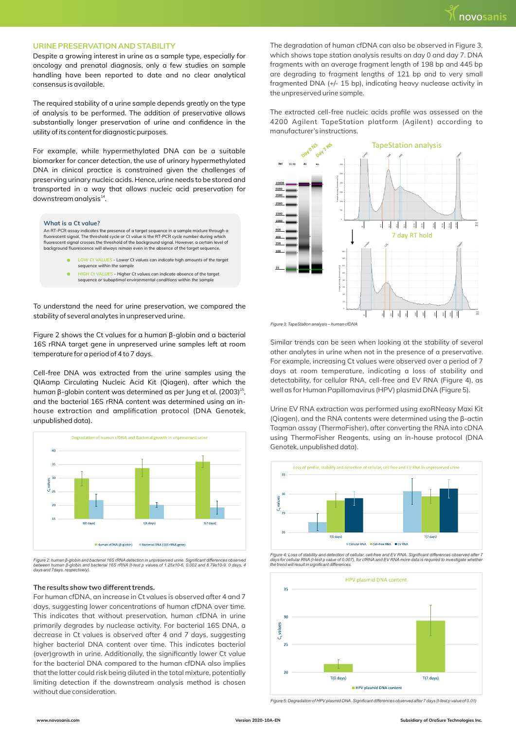## URINE PRESERVATION AND STABILITY

Despite a growing interest in urine as a sample type, especially for oncology and prenatal diagnosis, only a few studies on sample handling have been reported to date and no clear analytical consensus is available.

The required stability of a urine sample depends greatly on the type of analysis to be performed. The addition of preservative allows substantially longer preservation of urine and confidence in the utility of its content for diagnostic purposes.

For example, while hypermethylated DNA can be a suitable biomarker for cancer detection, the use of urinary hypermethylated DNA in clinical practice is constrained given the challenges of preserving urinary nucleic acids. Hence, urine needs to be stored and transported in a way that allows nucleic acid preservation for downstream analysis[14].

> **What is a Ct value?**
>
> An RT-PCR assay indicates the presence of a target sequence in a sample mixture through a fluorescent signal. The threshold cycle or Ct value is the RT-PCR cycle number during which fluorescent signal crosses the threshold of the background signal. However, a certain level of background fluorescence will always remain even in the absence of the target sequence.
>
> - LOW Ct VALUES - Lower Ct values can indicate high amounts of the target sequence within the sample
> - HIGH Ct VALUES - Higher Ct values can indicate absence of the target sequence or suboptimal environmental conditions within the sample

To understand the need for urine preservation, we compared the stability of several analytes in unpreserved urine.

Figure 2 shows the Ct values for a human β-globin and a bacterial 16S rRNA target gene in unpreserved urine samples left at room temperature for a period of 4 to 7 days.

Cell-free DNA was extracted from the urine samples using the QIAamp Circulating Nucleic Acid Kit (Qiagen), after which the human β-globin content was determined as per Jung et al. (2003)[15], and the bacterial 16S rRNA content was determined using an in-house extraction and amplification protocol (DNA Genotek, unpublished data).

*Figure 2: human β-globin and bacterial 16S rRNA detection in unpreserved urine. Significant differences observed between human β-globin and bacterial 16S rRNA (t-test p values of 1.25x10-6, 0.002 and 8.79x10-9, 0 days, 4 days and 7days, respectively).*

### The results show two different trends.

For human cfDNA, an increase in Ct values is observed after 4 and 7 days, suggesting lower concentrations of human cfDNA over time. This indicates that without preservation, human cfDNA in urine primarily degrades by nuclease activity. For bacterial 16S DNA, a decrease in Ct values is observed after 4 and 7 days, suggesting higher bacterial DNA content over time. This indicates bacterial (over)growth in urine. Additionally, the significantly lower Ct value for the bacterial DNA compared to the human cfDNA also implies that the latter could risk being diluted in the total mixture, potentially limiting detection if the downstream analysis method is chosen without due consideration.

The degradation of human cfDNA can also be observed in Figure 3, which shows tape station analysis results on day 0 and day 7. DNA fragments with an average fragment length of 198 bp and 445 bp are degrading to fragment lengths of 121 bp and to very small fragmented DNA (+/- 15 bp), indicating heavy nuclease activity in the unpreserved urine sample.

The extracted cell-free nucleic acids profile was assessed on the 4200 Agilent TapeStation platform (Agilent) according to manufacturer's instructions.

*Figure 3: TapeStation analysis – human cfDNA*

Similar trends can be seen when looking at the stability of several other analytes in urine when not in the presence of a preservative. For example, increasing Ct values were observed over a period of 7 days at room temperature, indicating a loss of stability and detectability, for cellular RNA, cell-free and EV RNA (Figure 4), as well as for Human Papillomavirus (HPV) plasmid DNA (Figure 5).

Urine EV RNA extraction was performed using exoRNeasy Maxi Kit (Qiagen), and the RNA contents were determined using the β-actin Taqman assay (ThermoFisher), after converting the RNA into cDNA using ThermoFisher Reagents, using an in-house protocol (DNA Genotek, unpublished data).

*Figure 4: Loss of stability and detection of cellular, cell-free and EV RNA. Significant differences observed after 7 days for cellular RNA (t-test p value of 0.007), for cfRNA and EV RNA more data is required to investigate whether the trend will result in significant differences.*

*Figure 5: Degradation of HPV plasmid DNA. Significant differences observed after 7 days (t-test p value of 0.01)*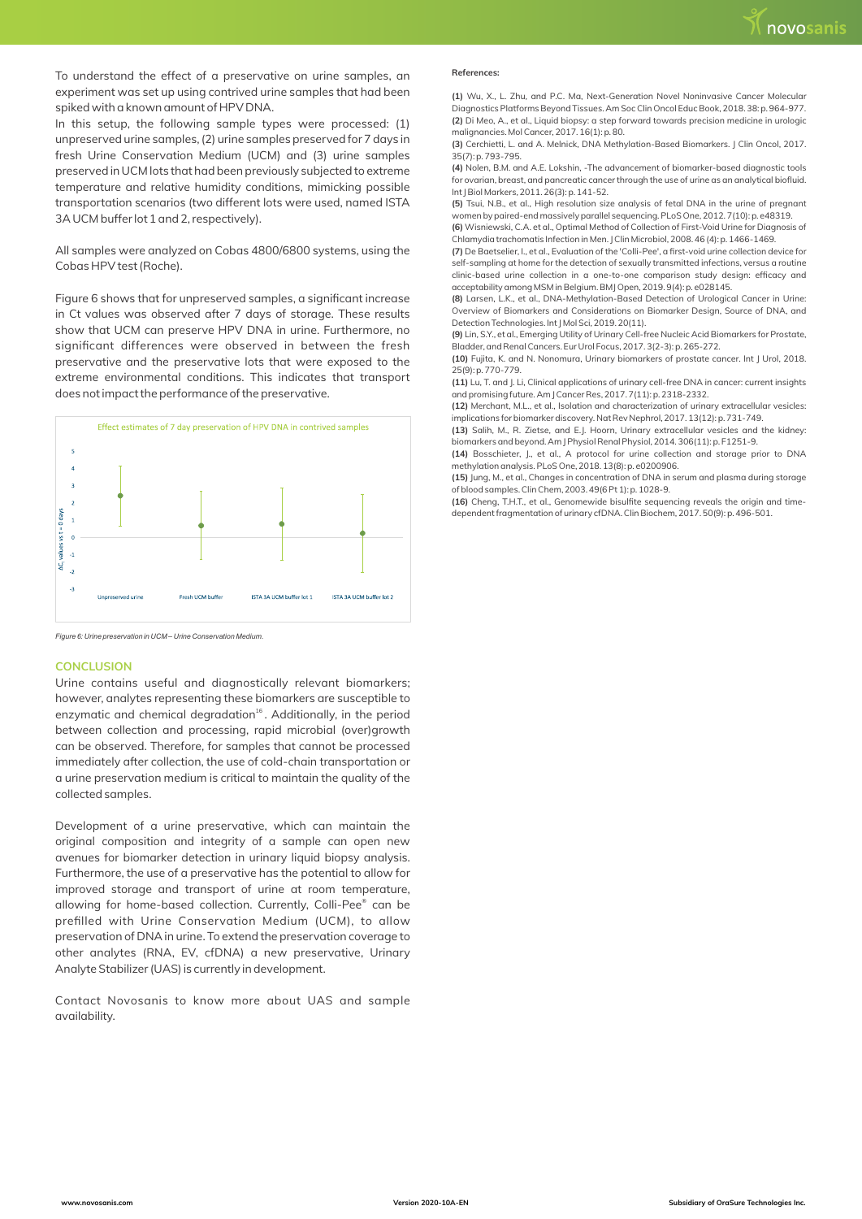To understand the effect of a preservative on urine samples, an experiment was set up using contrived urine samples that had been spiked with a known amount of HPV DNA.

In this setup, the following sample types were processed: (1) unpreserved urine samples, (2) urine samples preserved for 7 days in fresh Urine Conservation Medium (UCM) and (3) urine samples preserved in UCM lots that had been previously subjected to extreme temperature and relative humidity conditions, mimicking possible transportation scenarios (two different lots were used, named ISTA 3A UCM buffer lot 1 and 2, respectively).

All samples were analyzed on Cobas 4800/6800 systems, using the Cobas HPV test (Roche).

Figure 6 shows that for unpreserved samples, a significant increase in Ct values was observed after 7 days of storage. These results show that UCM can preserve HPV DNA in urine. Furthermore, no significant differences were observed in between the fresh preservative and the preservative lots that were exposed to the extreme environmental conditions. This indicates that transport does not impact the performance of the preservative.

Effect estimates of 7 day preservation of HPV DNA in contrived samples

5
4
3
2
1
0
-1
-2
-3

ΔCt values vs t = 0 days

Unpreserved urine
Fresh UCM buffer
ISTA 3A UCM buffer lot 1
ISTA 3A UCM buffer lot 2

*Figure 6: Urine preservation in UCM – Urine Conservation Medium.*

## CONCLUSION

Urine contains useful and diagnostically relevant biomarkers; however, analytes representing these biomarkers are susceptible to enzymatic and chemical degradation[16]. Additionally, in the period between collection and processing, rapid microbial (over)growth can be observed. Therefore, for samples that cannot be processed immediately after collection, the use of cold-chain transportation or a urine preservation medium is critical to maintain the quality of the collected samples.

Development of a urine preservative, which can maintain the original composition and integrity of a sample can open new avenues for biomarker detection in urinary liquid biopsy analysis. Furthermore, the use of a preservative has the potential to allow for improved storage and transport of urine at room temperature, allowing for home-based collection. Currently, Colli-Pee® can be prefilled with Urine Conservation Medium (UCM), to allow preservation of DNA in urine. To extend the preservation coverage to other analytes (RNA, EV, cfDNA) a new preservative, Urinary Analyte Stabilizer (UAS) is currently in development.

Contact Novosanis to know more about UAS and sample availability.

**References:**

**(1)** Wu, X., L. Zhu, and P.C. Ma, Next-Generation Novel Noninvasive Cancer Molecular Diagnostics Platforms Beyond Tissues. Am Soc Clin Oncol Educ Book, 2018. 38: p. 964-977.
**(2)** Di Meo, A., et al., Liquid biopsy: a step forward towards precision medicine in urologic malignancies. Mol Cancer, 2017. 16(1): p. 80.
**(3)** Cerchietti, L. and A. Melnick, DNA Methylation-Based Biomarkers. J Clin Oncol, 2017. 35(7): p. 793-795.
**(4)** Nolen, B.M. and A.E. Lokshin, -The advancement of biomarker-based diagnostic tools for ovarian, breast, and pancreatic cancer through the use of urine as an analytical biofluid. Int J Biol Markers, 2011. 26(3): p. 141-52.
**(5)** Tsui, N.B., et al., High resolution size analysis of fetal DNA in the urine of pregnant women by paired-end massively parallel sequencing. PLoS One, 2012. 7(10): p. e48319.
**(6)** Wisniewski, C.A. et al., Optimal Method of Collection of First-Void Urine for Diagnosis of Chlamydia trachomatis Infection in Men. J Clin Microbiol, 2008. 46 (4): p. 1466-1469.
**(7)** De Baetselier, I., et al., Evaluation of the 'Colli-Pee', a first-void urine collection device for self-sampling at home for the detection of sexually transmitted infections, versus a routine clinic-based urine collection in a one-to-one comparison study design: efficacy and acceptability among MSM in Belgium. BMJ Open, 2019. 9(4): p. e028145.
**(8)** Larsen, L.K., et al., DNA-Methylation-Based Detection of Urological Cancer in Urine: Overview of Biomarkers and Considerations on Biomarker Design, Source of DNA, and Detection Technologies. Int J Mol Sci, 2019. 20(11).
**(9)** Lin, S.Y., et al., Emerging Utility of Urinary Cell-free Nucleic Acid Biomarkers for Prostate, Bladder, and Renal Cancers. Eur Urol Focus, 2017. 3(2-3): p. 265-272.
**(10)** Fujita, K. and N. Nonomura, Urinary biomarkers of prostate cancer. Int J Urol, 2018. 25(9): p. 770-779.
**(11)** Lu, T. and J. Li, Clinical applications of urinary cell-free DNA in cancer: current insights and promising future. Am J Cancer Res, 2017. 7(11): p. 2318-2332.
**(12)** Merchant, M.L., et al., Isolation and characterization of urinary extracellular vesicles: implications for biomarker discovery. Nat Rev Nephrol, 2017. 13(12): p. 731-749.
**(13)** Salih, M., R. Zietse, and E.J. Hoorn, Urinary extracellular vesicles and the kidney: biomarkers and beyond. Am J Physiol Renal Physiol, 2014. 306(11): p. F1251-9.
**(14)** Bosschieter, J., et al., A protocol for urine collection and storage prior to DNA methylation analysis. PLoS One, 2018. 13(8): p. e0200906.
**(15)** Jung, M., et al., Changes in concentration of DNA in serum and plasma during storage of blood samples. Clin Chem, 2003. 49(6 Pt 1): p. 1028-9.
**(16)** Cheng, T.H.T., et al., Genomewide bisulfite sequencing reveals the origin and time-dependent fragmentation of urinary cfDNA. Clin Biochem, 2017. 50(9): p. 496-501.